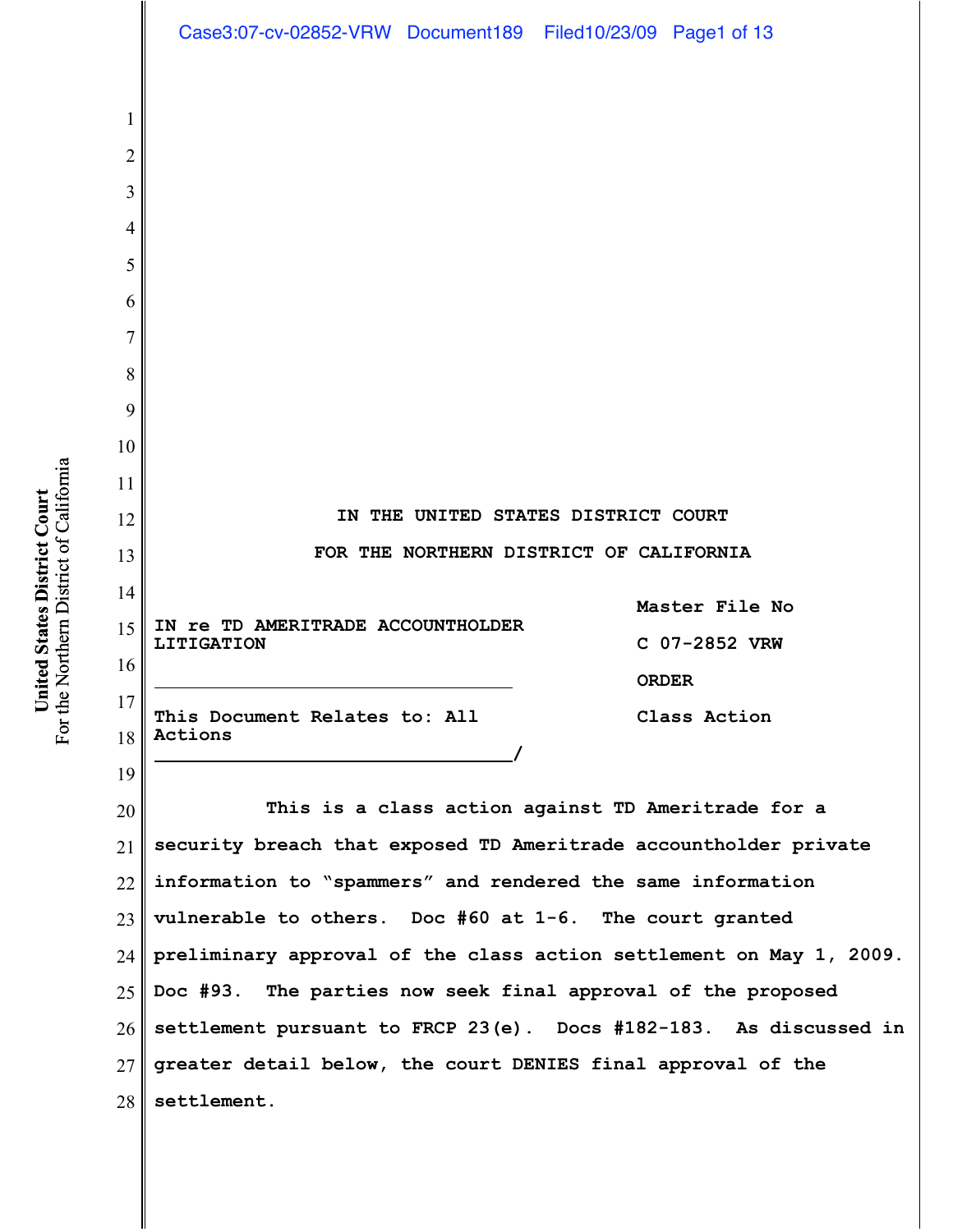IN THE UNITED STATES DISTRICT COURT

FOR THE NORTHERN DISTRICT OF CALIFORNIA

IN re TD AMERITRADE ACCOUNTHOLDER LITIGATION

This Document Relates to: All Actions

Master File No

C 07-2852 VRW

ORDER

Class Action

This is a class action against TD Ameritrade for a security breach that exposed TD Ameritrade accountholder private information to "spammers" and rendered the same information vulnerable to others. Doc #60 at 1-6. The court granted preliminary approval of the class action settlement on May 1, 2009. Doc #93. The parties now seek final approval of the proposed settlement pursuant to FRCP 23(e). Docs #182-183. As discussed in greater detail below, the court DENIES final approval of the settlement.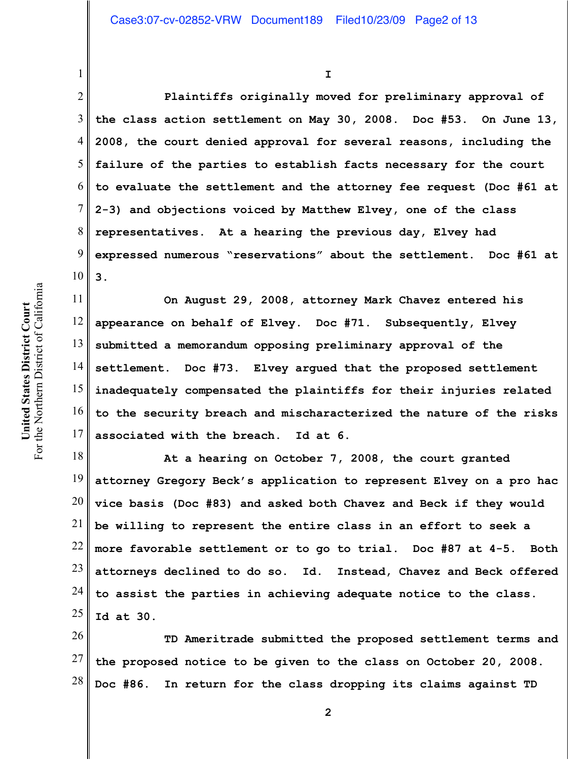# I

Plaintiffs originally moved for preliminary approval of the class action settlement on May 30, 2008. Doc #53. On June 13, 2008, the court denied approval for several reasons, including the failure of the parties to establish facts necessary for the court to evaluate the settlement and the attorney fee request (Doc #61 at 2-3) and objections voiced by Matthew Elvey, one of the class representatives. At a hearing the previous day, Elvey had expressed numerous "reservations" about the settlement. Doc #61 at 3.

On August 29, 2008, attorney Mark Chavez entered his appearance on behalf of Elvey. Doc #71. Subsequently, Elvey submitted a memorandum opposing preliminary approval of the settlement. Doc #73. Elvey argued that the proposed settlement inadequately compensated the plaintiffs for their injuries related to the security breach and mischaracterized the nature of the risks associated with the breach. Id at 6.

At a hearing on October 7, 2008, the court granted attorney Gregory Beck's application to represent Elvey on a pro hac vice basis (Doc #83) and asked both Chavez and Beck if they would be willing to represent the entire class in an effort to seek a more favorable settlement or to go to trial. Doc #87 at 4-5. Both attorneys declined to do so. Id. Instead, Chavez and Beck offered to assist the parties in achieving adequate notice to the class. Id at 30.

TD Ameritrade submitted the proposed settlement terms and the proposed notice to be given to the class on October 20, 2008. Doc #86. In return for the class dropping its claims against TD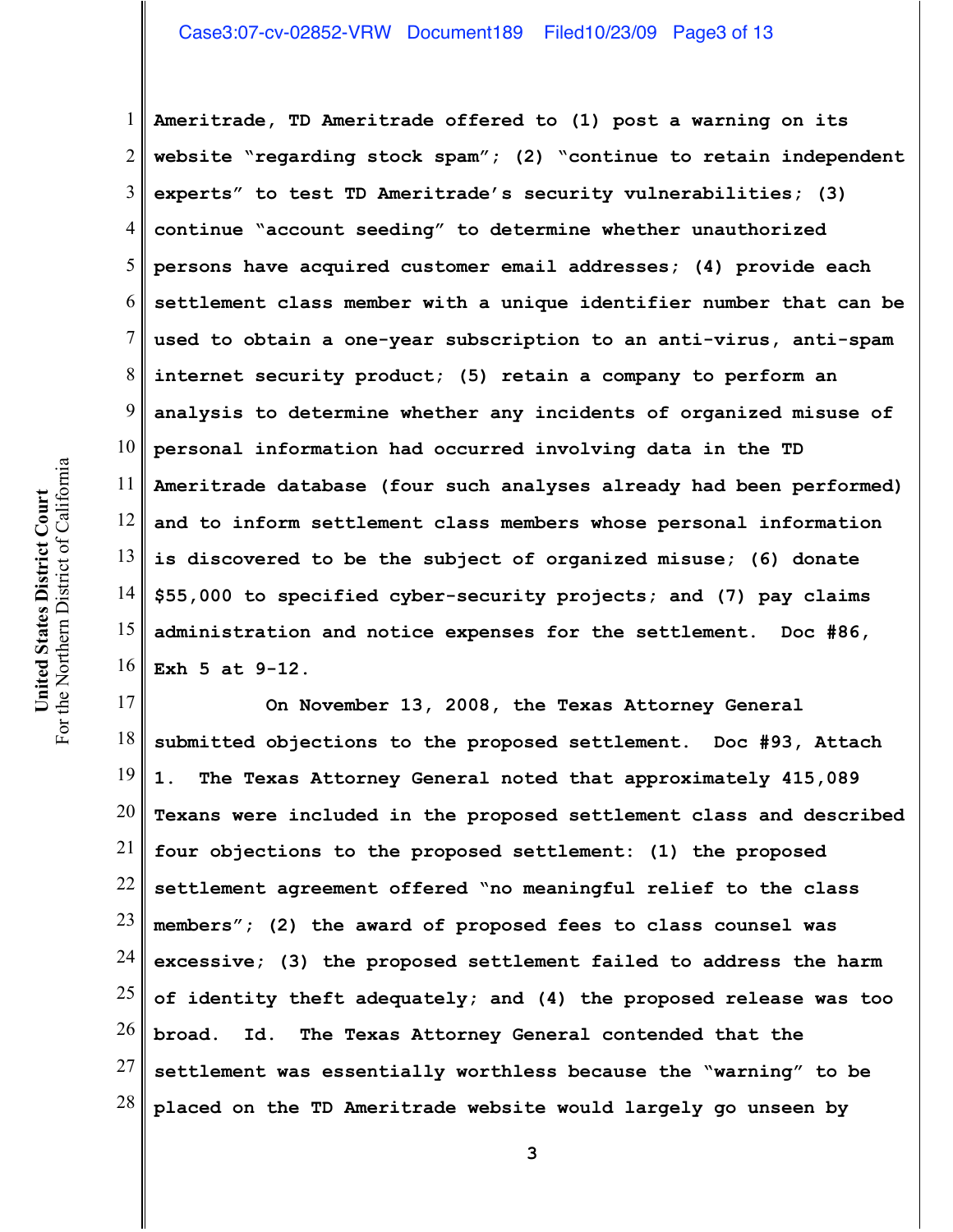Ameritrade, TD Ameritrade offered to (1) post a warning on its website "regarding stock spam"; (2) "continue to retain independent experts" to test TD Ameritrade's security vulnerabilities; (3) continue "account seeding" to determine whether unauthorized persons have acquired customer email addresses; (4) provide each settlement class member with a unique identifier number that can be used to obtain a one-year subscription to an anti-virus, anti-spam internet security product; (5) retain a company to perform an analysis to determine whether any incidents of organized misuse of personal information had occurred involving data in the TD Ameritrade database (four such analyses already had been performed) and to inform settlement class members whose personal information is discovered to be the subject of organized misuse; (6) donate $55,000 to specified cyber-security projects; and (7) pay claims administration and notice expenses for the settlement. Doc #86, Exh 5 at 9-12.

On November 13, 2008, the Texas Attorney General submitted objections to the proposed settlement. Doc #93, Attach 1. The Texas Attorney General noted that approximately 415,089 Texans were included in the proposed settlement class and described four objections to the proposed settlement: (1) the proposed settlement agreement offered "no meaningful relief to the class members"; (2) the award of proposed fees to class counsel was excessive; (3) the proposed settlement failed to address the harm of identity theft adequately; and (4) the proposed release was too broad. Id. The Texas Attorney General contended that the settlement was essentially worthless because the "warning" to be placed on the TD Ameritrade website would largely go unseen by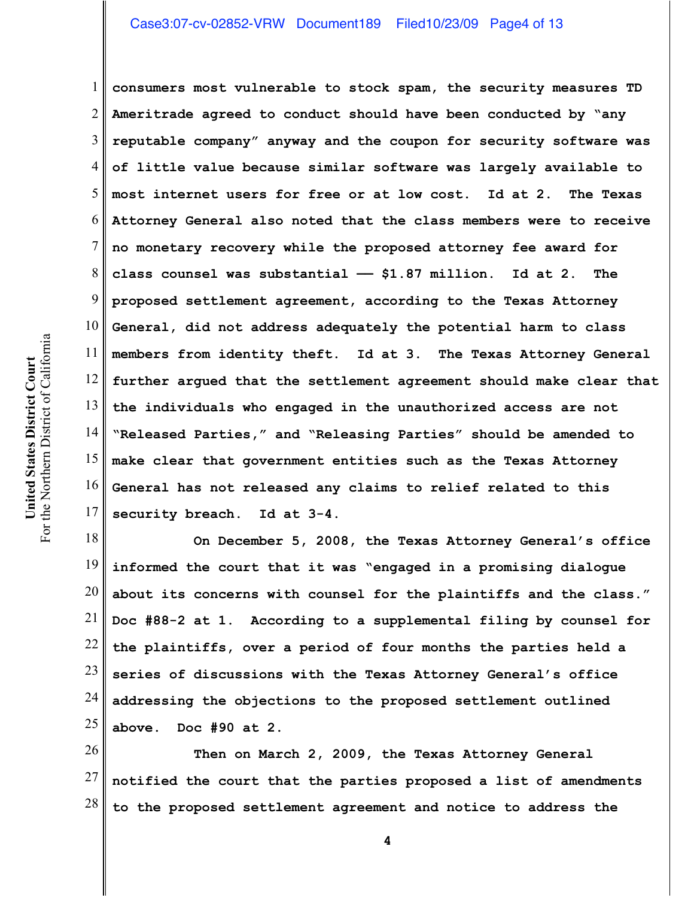consumers most vulnerable to stock spam, the security measures TD Ameritrade agreed to conduct should have been conducted by "any reputable company" anyway and the coupon for security software was of little value because similar software was largely available to most internet users for free or at low cost. Id at 2. The Texas Attorney General also noted that the class members were to receive no monetary recovery while the proposed attorney fee award for class counsel was substantial —— $1.87 million. Id at 2. The proposed settlement agreement, according to the Texas Attorney General, did not address adequately the potential harm to class members from identity theft. Id at 3. The Texas Attorney General further argued that the settlement agreement should make clear that the individuals who engaged in the unauthorized access are not "Released Parties," and "Releasing Parties" should be amended to make clear that government entities such as the Texas Attorney General has not released any claims to relief related to this security breach. Id at 3-4.

On December 5, 2008, the Texas Attorney General's office informed the court that it was "engaged in a promising dialogue about its concerns with counsel for the plaintiffs and the class." Doc #88-2 at 1. According to a supplemental filing by counsel for the plaintiffs, over a period of four months the parties held a series of discussions with the Texas Attorney General's office addressing the objections to the proposed settlement outlined above. Doc #90 at 2.

Then on March 2, 2009, the Texas Attorney General notified the court that the parties proposed a list of amendments to the proposed settlement agreement and notice to address the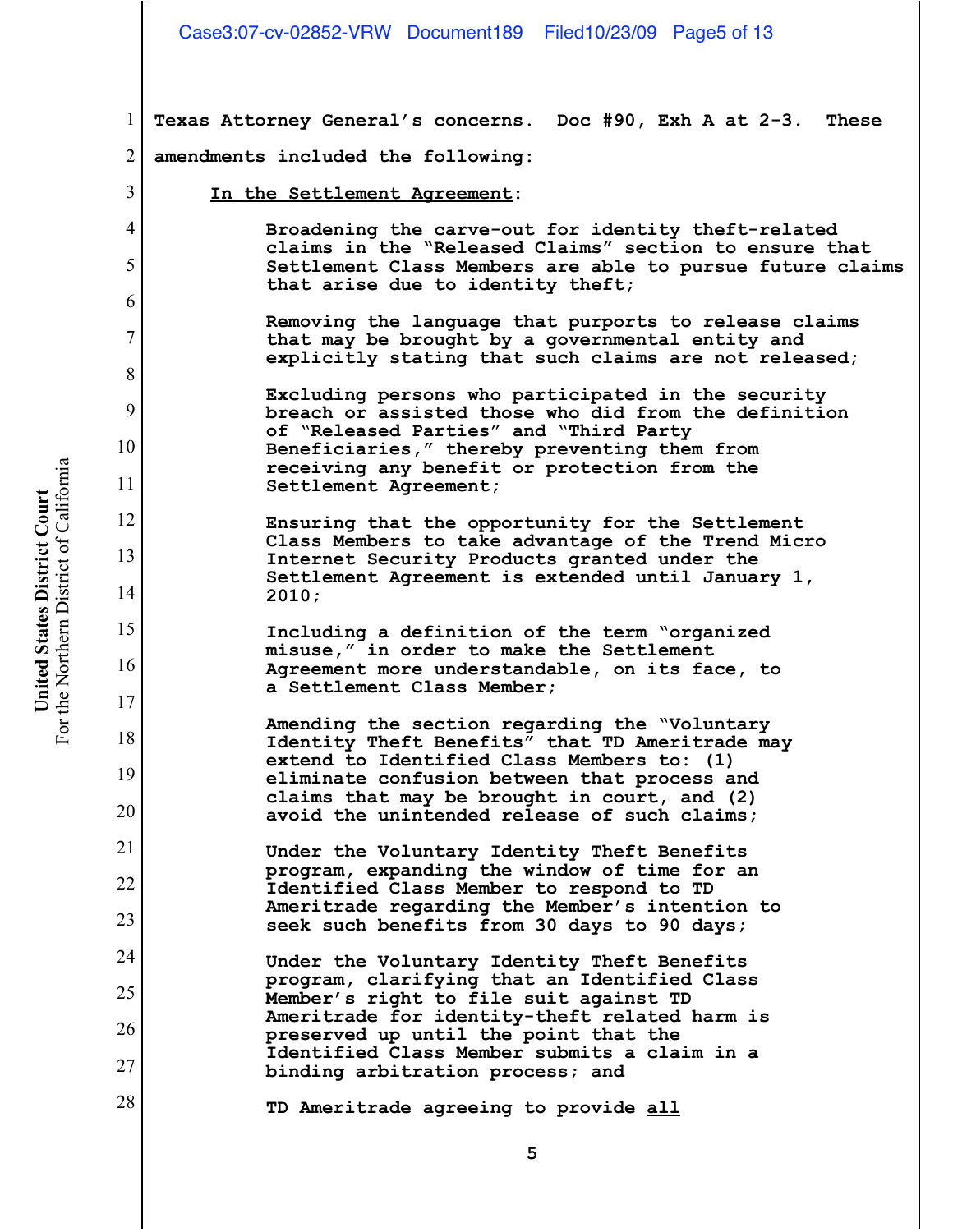Texas Attorney General's concerns. Doc #90, Exh A at 2-3. These amendments included the following:

<u>In the Settlement Agreement</u>:

Broadening the carve-out for identity theft-related claims in the "Released Claims" section to ensure that Settlement Class Members are able to pursue future claims that arise due to identity theft;

Removing the language that purports to release claims that may be brought by a governmental entity and explicitly stating that such claims are not released;

Excluding persons who participated in the security breach or assisted those who did from the definition of "Released Parties" and "Third Party Beneficiaries," thereby preventing them from receiving any benefit or protection from the Settlement Agreement;

Ensuring that the opportunity for the Settlement Class Members to take advantage of the Trend Micro Internet Security Products granted under the Settlement Agreement is extended until January 1, 2010;

Including a definition of the term "organized misuse," in order to make the Settlement Agreement more understandable, on its face, to a Settlement Class Member;

Amending the section regarding the "Voluntary Identity Theft Benefits" that TD Ameritrade may extend to Identified Class Members to: (1) eliminate confusion between that process and claims that may be brought in court, and (2) avoid the unintended release of such claims;

Under the Voluntary Identity Theft Benefits program, expanding the window of time for an Identified Class Member to respond to TD Ameritrade regarding the Member's intention to seek such benefits from 30 days to 90 days;

Under the Voluntary Identity Theft Benefits program, clarifying that an Identified Class Member's right to file suit against TD Ameritrade for identity-theft related harm is preserved up until the point that the Identified Class Member submits a claim in a binding arbitration process; and

TD Ameritrade agreeing to provide <u>all</u>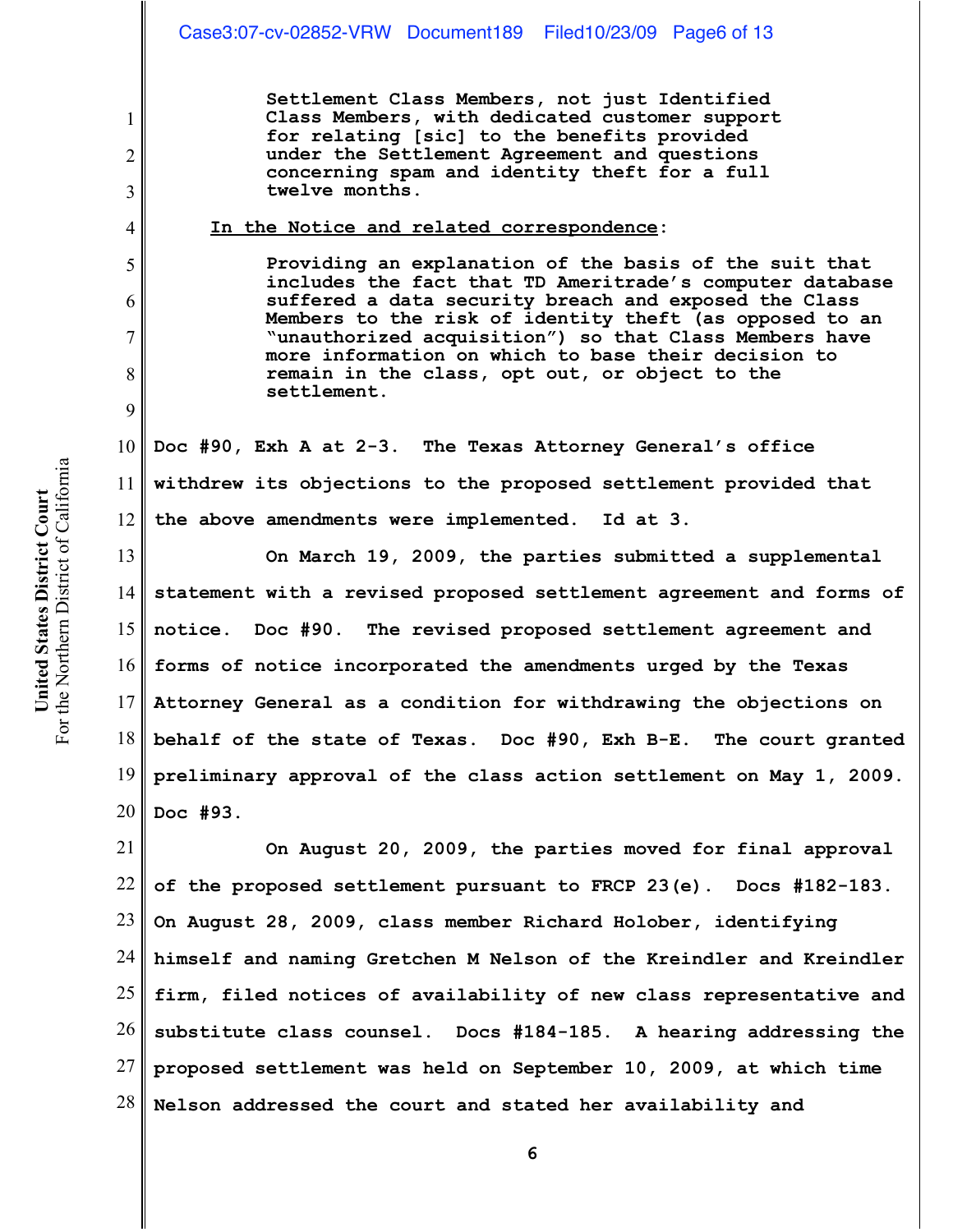Settlement Class Members, not just Identified Class Members, with dedicated customer support for relating [sic] to the benefits provided under the Settlement Agreement and questions concerning spam and identity theft for a full twelve months.

<u>In the Notice and related correspondence</u>:

Providing an explanation of the basis of the suit that includes the fact that TD Ameritrade's computer database suffered a data security breach and exposed the Class Members to the risk of identity theft (as opposed to an "unauthorized acquisition") so that Class Members have more information on which to base their decision to remain in the class, opt out, or object to the settlement.

Doc #90, Exh A at 2-3. The Texas Attorney General's office withdrew its objections to the proposed settlement provided that the above amendments were implemented. Id at 3.

On March 19, 2009, the parties submitted a supplemental statement with a revised proposed settlement agreement and forms of notice. Doc #90. The revised proposed settlement agreement and forms of notice incorporated the amendments urged by the Texas Attorney General as a condition for withdrawing the objections on behalf of the state of Texas. Doc #90, Exh B-E. The court granted preliminary approval of the class action settlement on May 1, 2009. Doc #93.

On August 20, 2009, the parties moved for final approval of the proposed settlement pursuant to FRCP 23(e). Docs #182-183. On August 28, 2009, class member Richard Holober, identifying himself and naming Gretchen M Nelson of the Kreindler and Kreindler firm, filed notices of availability of new class representative and substitute class counsel. Docs #184-185. A hearing addressing the proposed settlement was held on September 10, 2009, at which time Nelson addressed the court and stated her availability and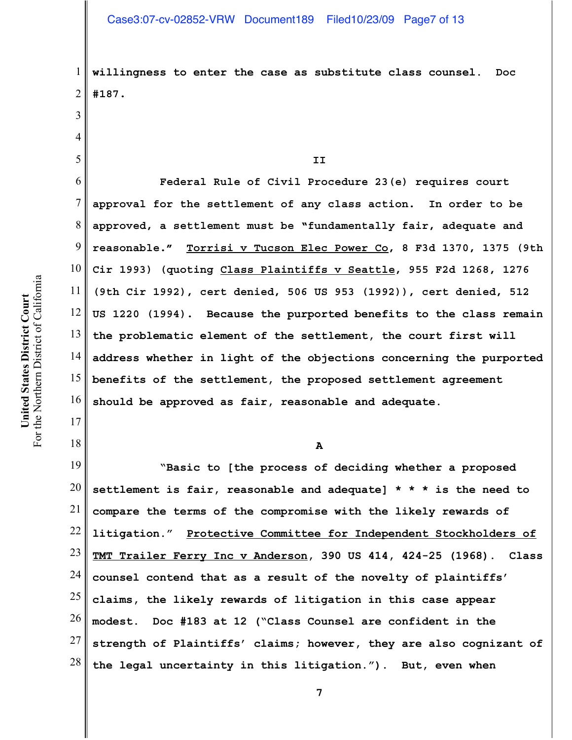willingness to enter the case as substitute class counsel. Doc #187.

## II

Federal Rule of Civil Procedure 23(e) requires court approval for the settlement of any class action. In order to be approved, a settlement must be "fundamentally fair, adequate and reasonable." Torrisi v Tucson Elec Power Co, 8 F3d 1370, 1375 (9th Cir 1993) (quoting Class Plaintiffs v Seattle, 955 F2d 1268, 1276 (9th Cir 1992), cert denied, 506 US 953 (1992)), cert denied, 512 US 1220 (1994). Because the purported benefits to the class remain the problematic element of the settlement, the court first will address whether in light of the objections concerning the purported benefits of the settlement, the proposed settlement agreement should be approved as fair, reasonable and adequate.

### A

"Basic to [the process of deciding whether a proposed settlement is fair, reasonable and adequate] * * * is the need to compare the terms of the compromise with the likely rewards of litigation." Protective Committee for Independent Stockholders of TMT Trailer Ferry Inc v Anderson, 390 US 414, 424-25 (1968). Class counsel contend that as a result of the novelty of plaintiffs' claims, the likely rewards of litigation in this case appear modest. Doc #183 at 12 ("Class Counsel are confident in the strength of Plaintiffs' claims; however, they are also cognizant of the legal uncertainty in this litigation."). But, even when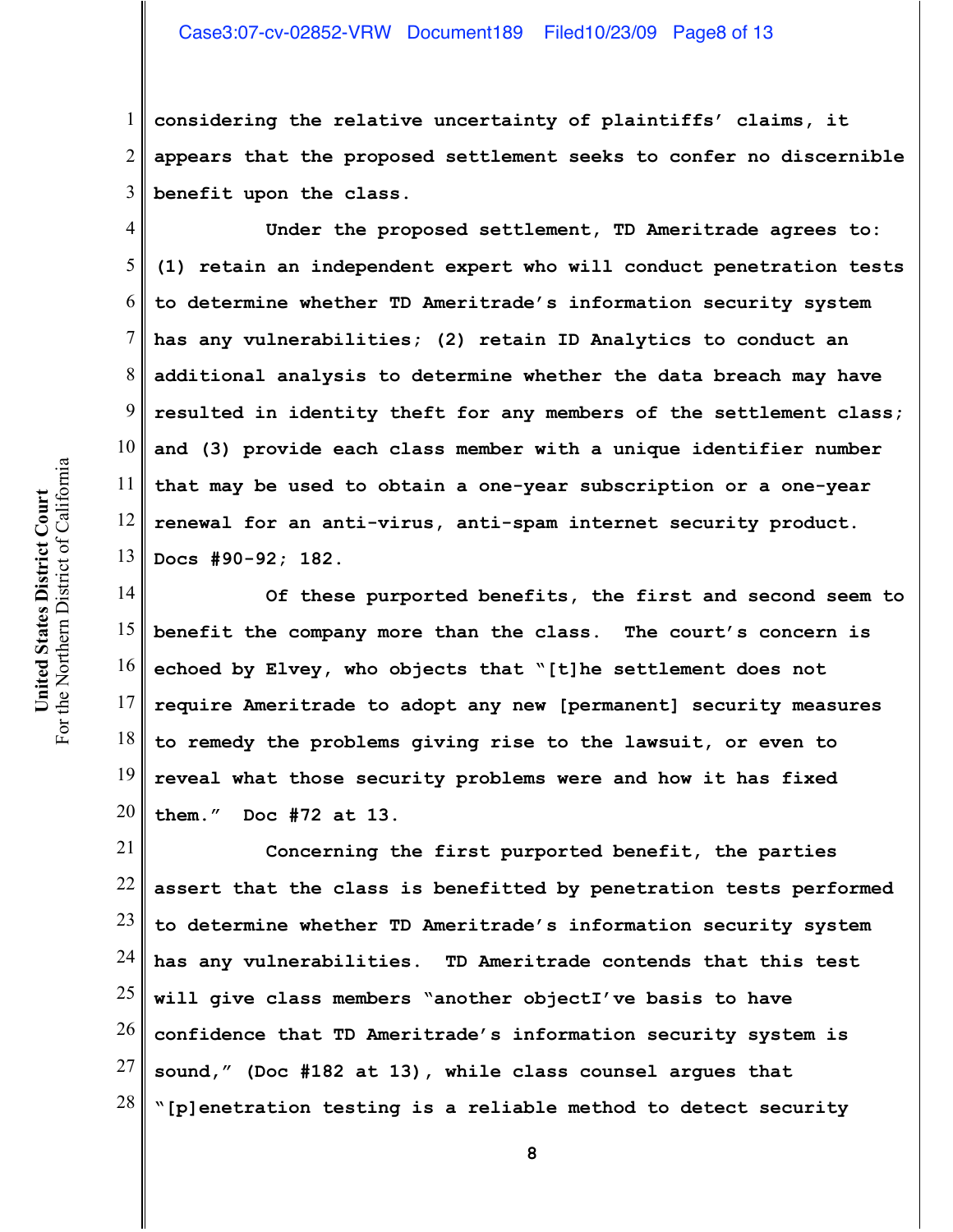considering the relative uncertainty of plaintiffs' claims, it appears that the proposed settlement seeks to confer no discernible benefit upon the class.

Under the proposed settlement, TD Ameritrade agrees to: (1) retain an independent expert who will conduct penetration tests to determine whether TD Ameritrade's information security system has any vulnerabilities; (2) retain ID Analytics to conduct an additional analysis to determine whether the data breach may have resulted in identity theft for any members of the settlement class; and (3) provide each class member with a unique identifier number that may be used to obtain a one-year subscription or a one-year renewal for an anti-virus, anti-spam internet security product. Docs #90-92; 182.

Of these purported benefits, the first and second seem to benefit the company more than the class. The court's concern is echoed by Elvey, who objects that "[t]he settlement does not require Ameritrade to adopt any new [permanent] security measures to remedy the problems giving rise to the lawsuit, or even to reveal what those security problems were and how it has fixed them." Doc #72 at 13.

Concerning the first purported benefit, the parties assert that the class is benefitted by penetration tests performed to determine whether TD Ameritrade's information security system has any vulnerabilities. TD Ameritrade contends that this test will give class members "another objectI've basis to have confidence that TD Ameritrade's information security system is sound," (Doc #182 at 13), while class counsel argues that "[p]enetration testing is a reliable method to detect security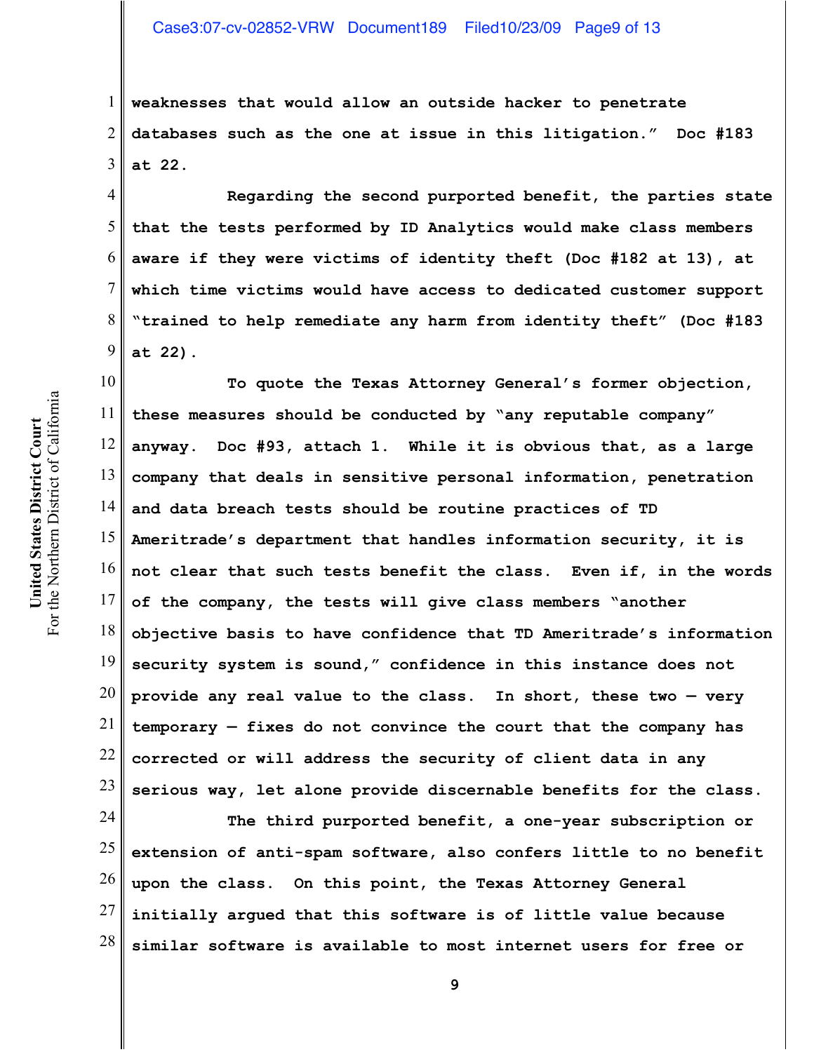weaknesses that would allow an outside hacker to penetrate databases such as the one at issue in this litigation." Doc #183 at 22.

Regarding the second purported benefit, the parties state that the tests performed by ID Analytics would make class members aware if they were victims of identity theft (Doc #182 at 13), at which time victims would have access to dedicated customer support "trained to help remediate any harm from identity theft" (Doc #183 at 22).

To quote the Texas Attorney General's former objection, these measures should be conducted by "any reputable company" anyway. Doc #93, attach 1. While it is obvious that, as a large company that deals in sensitive personal information, penetration and data breach tests should be routine practices of TD Ameritrade's department that handles information security, it is not clear that such tests benefit the class. Even if, in the words of the company, the tests will give class members "another objective basis to have confidence that TD Ameritrade's information security system is sound," confidence in this instance does not provide any real value to the class. In short, these two — very temporary — fixes do not convince the court that the company has corrected or will address the security of client data in any serious way, let alone provide discernable benefits for the class.

The third purported benefit, a one-year subscription or extension of anti-spam software, also confers little to no benefit upon the class. On this point, the Texas Attorney General initially argued that this software is of little value because similar software is available to most internet users for free or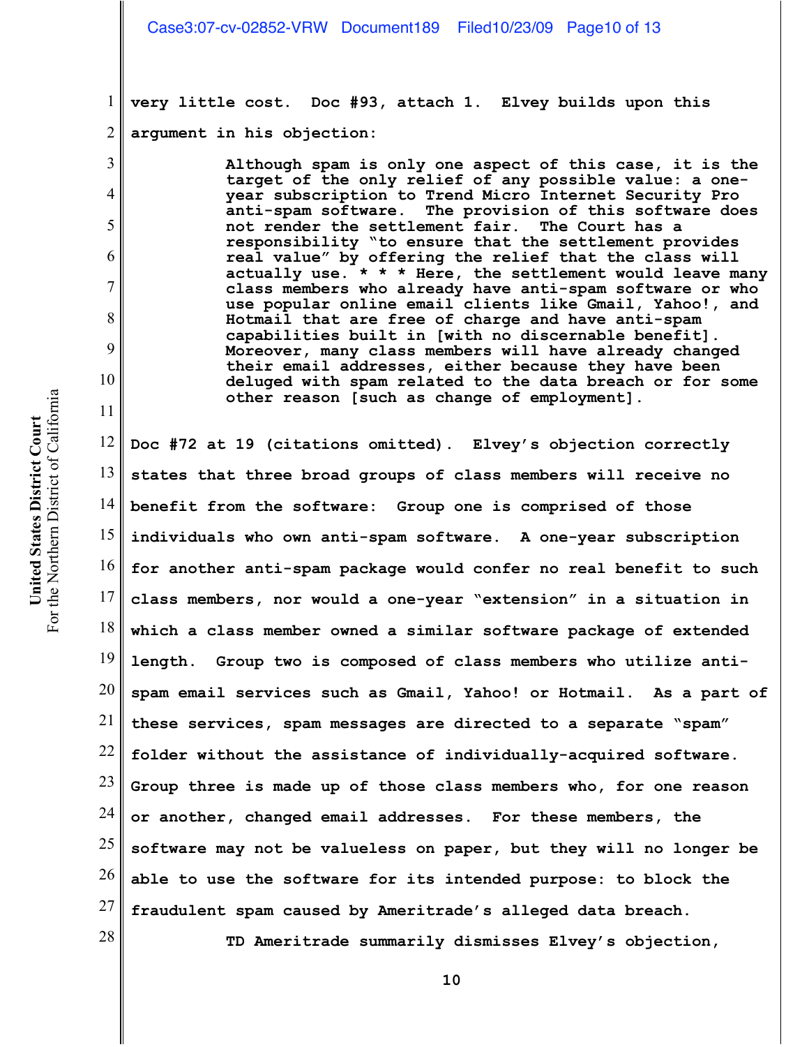very little cost. Doc #93, attach 1. Elvey builds upon this argument in his objection:

> Although spam is only one aspect of this case, it is the target of the only relief of any possible value: a one-year subscription to Trend Micro Internet Security Pro anti-spam software. The provision of this software does not render the settlement fair. The Court has a responsibility "to ensure that the settlement provides real value" by offering the relief that the class will actually use. * * * Here, the settlement would leave many class members who already have anti-spam software or who use popular online email clients like Gmail, Yahoo!, and Hotmail that are free of charge and have anti-spam capabilities built in [with no discernable benefit]. Moreover, many class members will have already changed their email addresses, either because they have been deluged with spam related to the data breach or for some other reason [such as change of employment].

Doc #72 at 19 (citations omitted). Elvey's objection correctly states that three broad groups of class members will receive no benefit from the software: Group one is comprised of those individuals who own anti-spam software. A one-year subscription for another anti-spam package would confer no real benefit to such class members, nor would a one-year "extension" in a situation in which a class member owned a similar software package of extended length. Group two is composed of class members who utilize anti-spam email services such as Gmail, Yahoo! or Hotmail. As a part of these services, spam messages are directed to a separate "spam" folder without the assistance of individually-acquired software. Group three is made up of those class members who, for one reason or another, changed email addresses. For these members, the software may not be valueless on paper, but they will no longer be able to use the software for its intended purpose: to block the fraudulent spam caused by Ameritrade's alleged data breach.

TD Ameritrade summarily dismisses Elvey's objection,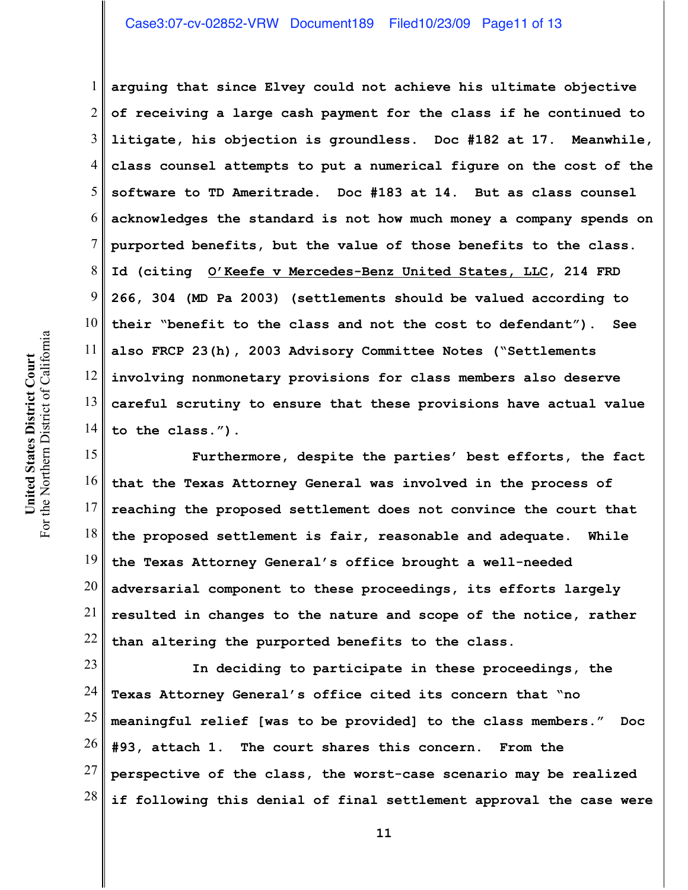arguing that since Elvey could not achieve his ultimate objective of receiving a large cash payment for the class if he continued to litigate, his objection is groundless. Doc #182 at 17. Meanwhile, class counsel attempts to put a numerical figure on the cost of the software to TD Ameritrade. Doc #183 at 14. But as class counsel acknowledges the standard is not how much money a company spends on purported benefits, but the value of those benefits to the class. Id (citing O'Keefe v Mercedes-Benz United States, LLC, 214 FRD 266, 304 (MD Pa 2003) (settlements should be valued according to their "benefit to the class and not the cost to defendant"). See also FRCP 23(h), 2003 Advisory Committee Notes ("Settlements involving nonmonetary provisions for class members also deserve careful scrutiny to ensure that these provisions have actual value to the class.").

Furthermore, despite the parties' best efforts, the fact that the Texas Attorney General was involved in the process of reaching the proposed settlement does not convince the court that the proposed settlement is fair, reasonable and adequate. While the Texas Attorney General's office brought a well-needed adversarial component to these proceedings, its efforts largely resulted in changes to the nature and scope of the notice, rather than altering the purported benefits to the class.

In deciding to participate in these proceedings, the Texas Attorney General's office cited its concern that "no meaningful relief [was to be provided] to the class members." Doc #93, attach 1. The court shares this concern. From the perspective of the class, the worst-case scenario may be realized if following this denial of final settlement approval the case were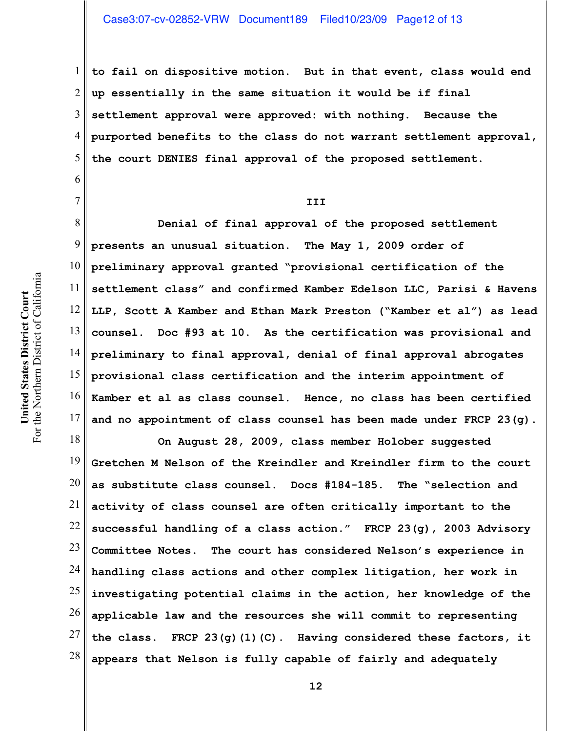to fail on dispositive motion. But in that event, class would end up essentially in the same situation it would be if final settlement approval were approved: with nothing. Because the purported benefits to the class do not warrant settlement approval, the court DENIES final approval of the proposed settlement.

III

Denial of final approval of the proposed settlement presents an unusual situation. The May 1, 2009 order of preliminary approval granted "provisional certification of the settlement class" and confirmed Kamber Edelson LLC, Parisi & Havens LLP, Scott A Kamber and Ethan Mark Preston ("Kamber et al") as lead counsel. Doc #93 at 10. As the certification was provisional and preliminary to final approval, denial of final approval abrogates provisional class certification and the interim appointment of Kamber et al as class counsel. Hence, no class has been certified and no appointment of class counsel has been made under FRCP 23(g).

On August 28, 2009, class member Holober suggested Gretchen M Nelson of the Kreindler and Kreindler firm to the court as substitute class counsel. Docs #184-185. The "selection and activity of class counsel are often critically important to the successful handling of a class action." FRCP 23(g), 2003 Advisory Committee Notes. The court has considered Nelson's experience in handling class actions and other complex litigation, her work in investigating potential claims in the action, her knowledge of the applicable law and the resources she will commit to representing the class. FRCP 23(g)(1)(C). Having considered these factors, it appears that Nelson is fully capable of fairly and adequately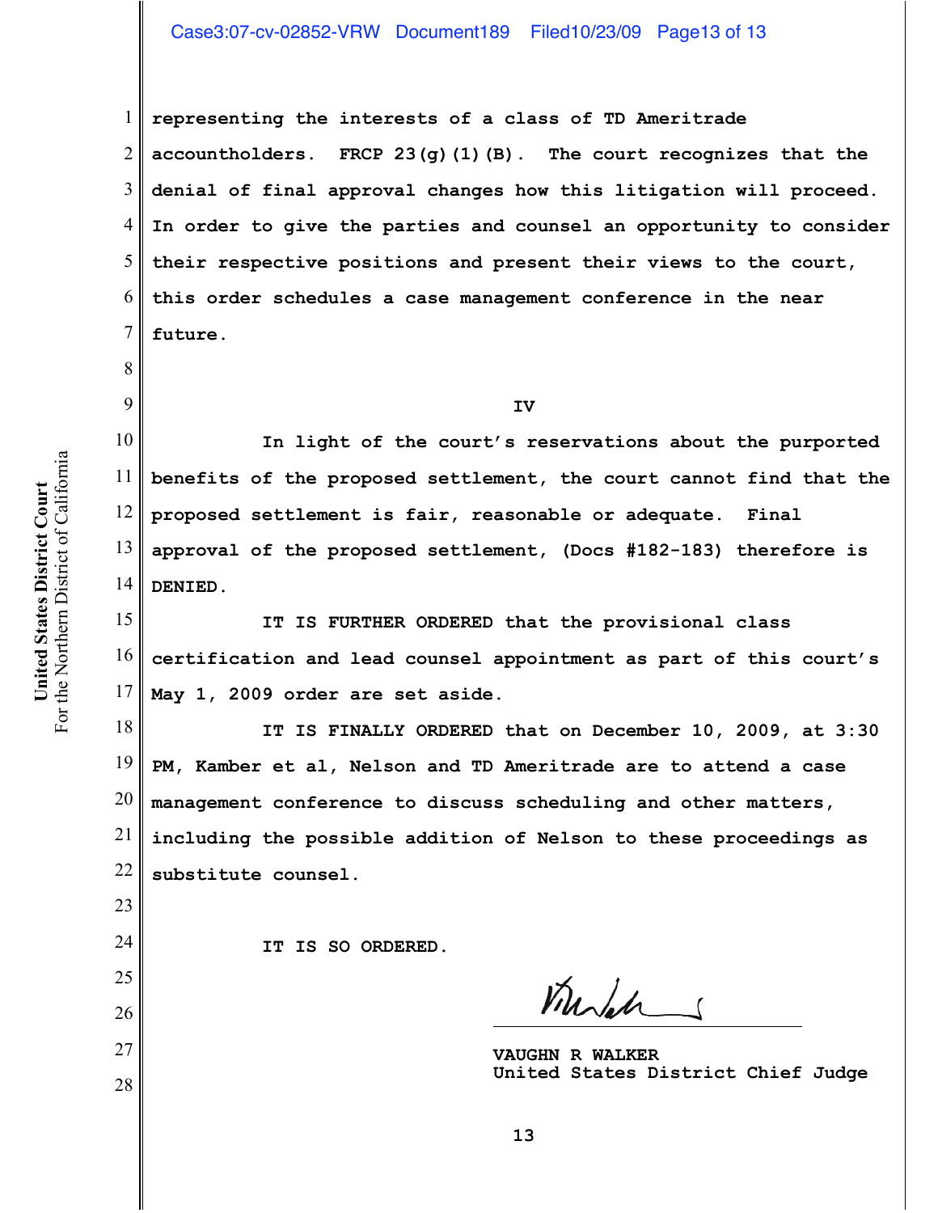representing the interests of a class of TD Ameritrade accountholders. FRCP 23(g)(1)(B). The court recognizes that the denial of final approval changes how this litigation will proceed. In order to give the parties and counsel an opportunity to consider their respective positions and present their views to the court, this order schedules a case management conference in the near future.

IV

In light of the court's reservations about the purported benefits of the proposed settlement, the court cannot find that the proposed settlement is fair, reasonable or adequate. Final approval of the proposed settlement, (Docs #182-183) therefore is DENIED.

IT IS FURTHER ORDERED that the provisional class certification and lead counsel appointment as part of this court's May 1, 2009 order are set aside.

IT IS FINALLY ORDERED that on December 10, 2009, at 3:30 PM, Kamber et al, Nelson and TD Ameritrade are to attend a case management conference to discuss scheduling and other matters, including the possible addition of Nelson to these proceedings as substitute counsel.

IT IS SO ORDERED.

VAUGHN R WALKER
United States District Chief Judge